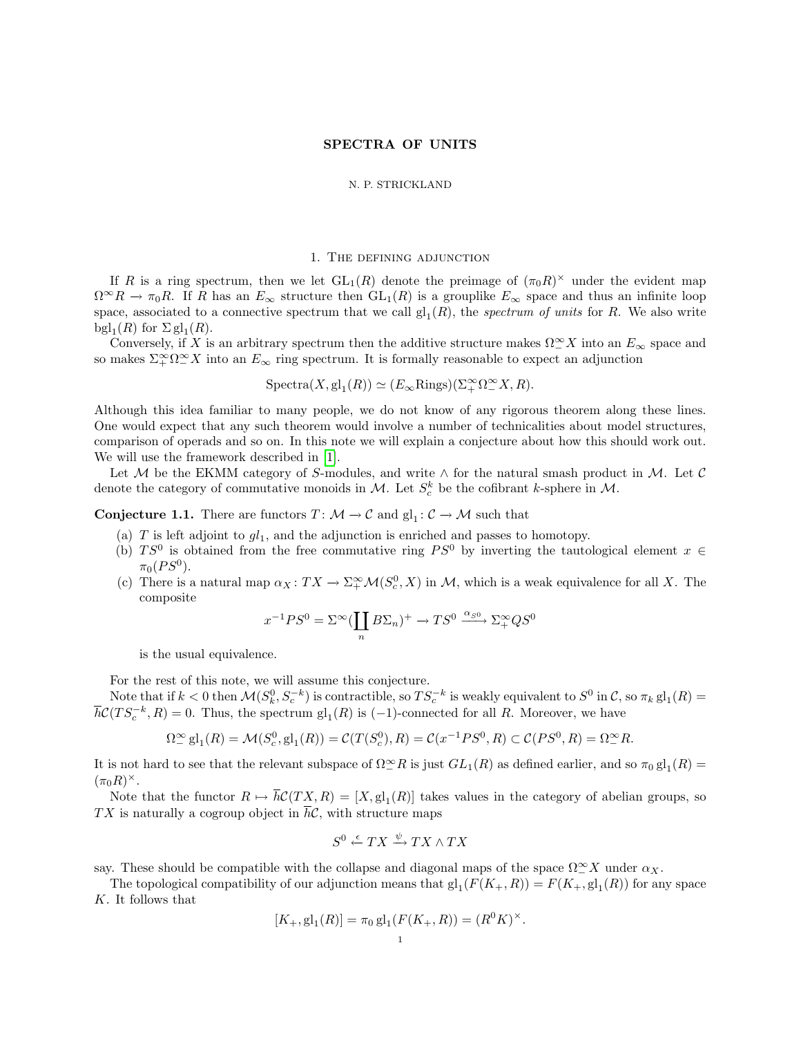# SPECTRA OF UNITS

N. P. STRICKLAND

## 1. The defining adjunction

If $R$ is a ring spectrum, then we let $\mathrm{GL}_1(R)$ denote the preimage of $(\pi_0 R)^\times$ under the evident map $\Omega^\infty R \to \pi_0 R$. If $R$ has an $E_\infty$ structure then $\mathrm{GL}_1(R)$ is a grouplike $E_\infty$ space and thus an infinite loop space, associated to a connective spectrum that we call $\mathrm{gl}_1(R)$, the *spectrum of units* for $R$. We also write $\mathrm{bgl}_1(R)$ for $\Sigma\,\mathrm{gl}_1(R)$.

Conversely, if $X$ is an arbitrary spectrum then the additive structure makes $\Omega^\infty_- X$ into an $E_\infty$ space and so makes $\Sigma^\infty_+ \Omega^\infty_- X$ into an $E_\infty$ ring spectrum. It is formally reasonable to expect an adjunction

$$\mathrm{Spectra}(X, \mathrm{gl}_1(R)) \simeq (E_\infty\mathrm{Rings})(\Sigma^\infty_+ \Omega^\infty_- X, R).$$

Although this idea familiar to many people, we do not know of any rigorous theorem along these lines. One would expect that any such theorem would involve a number of technicalities about model structures, comparison of operads and so on. In this note we will explain a conjecture about how this should work out. We will use the framework described in [1].

Let $\mathcal{M}$ be the EKMM category of $S$-modules, and write $\wedge$ for the natural smash product in $\mathcal{M}$. Let $\mathcal{C}$ denote the category of commutative monoids in $\mathcal{M}$. Let $S^k_c$ be the cofibrant $k$-sphere in $\mathcal{M}$.

**Conjecture 1.1.** There are functors $T\colon \mathcal{M} \to \mathcal{C}$ and $\mathrm{gl}_1\colon \mathcal{C} \to \mathcal{M}$ such that

(a) $T$ is left adjoint to $gl_1$, and the adjunction is enriched and passes to homotopy.

(b) $TS^0$ is obtained from the free commutative ring $PS^0$ by inverting the tautological element $x \in \pi_0(PS^0)$.

(c) There is a natural map $\alpha_X\colon TX \to \Sigma^\infty_+ \mathcal{M}(S^0_c, X)$ in $\mathcal{M}$, which is a weak equivalence for all $X$. The composite

$$x^{-1}PS^0 = \Sigma^\infty(\coprod_n B\Sigma_n)^+ \to TS^0 \xrightarrow{\alpha_{S^0}} \Sigma^\infty_+ QS^0$$

is the usual equivalence.

For the rest of this note, we will assume this conjecture.

Note that if $k<0$ then $\mathcal{M}(S^0_k, S^{-k}_c)$ is contractible, so $TS^{-k}_c$ is weakly equivalent to $S^0$ in $\mathcal{C}$, so $\pi_k\,\mathrm{gl}_1(R) = \overline{h}\mathcal{C}(TS^{-k}_c, R) = 0$. Thus, the spectrum $\mathrm{gl}_1(R)$ is $(-1)$-connected for all $R$. Moreover, we have

$$\Omega^\infty_-\,\mathrm{gl}_1(R) = \mathcal{M}(S^0_c, \mathrm{gl}_1(R)) = \mathcal{C}(T(S^0_c), R) = \mathcal{C}(x^{-1}PS^0, R) \subset \mathcal{C}(PS^0, R) = \Omega^\infty_- R.$$

It is not hard to see that the relevant subspace of $\Omega^\infty_- R$ is just $GL_1(R)$ as defined earlier, and so $\pi_0\,\mathrm{gl}_1(R) = (\pi_0 R)^\times$.

Note that the functor $R \mapsto \overline{h}\mathcal{C}(TX, R) = [X, \mathrm{gl}_1(R)]$ takes values in the category of abelian groups, so $TX$ is naturally a cogroup object in $\overline{h}\mathcal{C}$, with structure maps

$$S^0 \xleftarrow{\epsilon} TX \xrightarrow{\psi} TX \wedge TX$$

say. These should be compatible with the collapse and diagonal maps of the space $\Omega^\infty_- X$ under $\alpha_X$.

The topological compatibility of our adjunction means that $\mathrm{gl}_1(F(K_+, R)) = F(K_+, \mathrm{gl}_1(R))$ for any space $K$. It follows that

$$[K_+, \mathrm{gl}_1(R)] = \pi_0\,\mathrm{gl}_1(F(K_+, R)) = (R^0 K)^\times.$$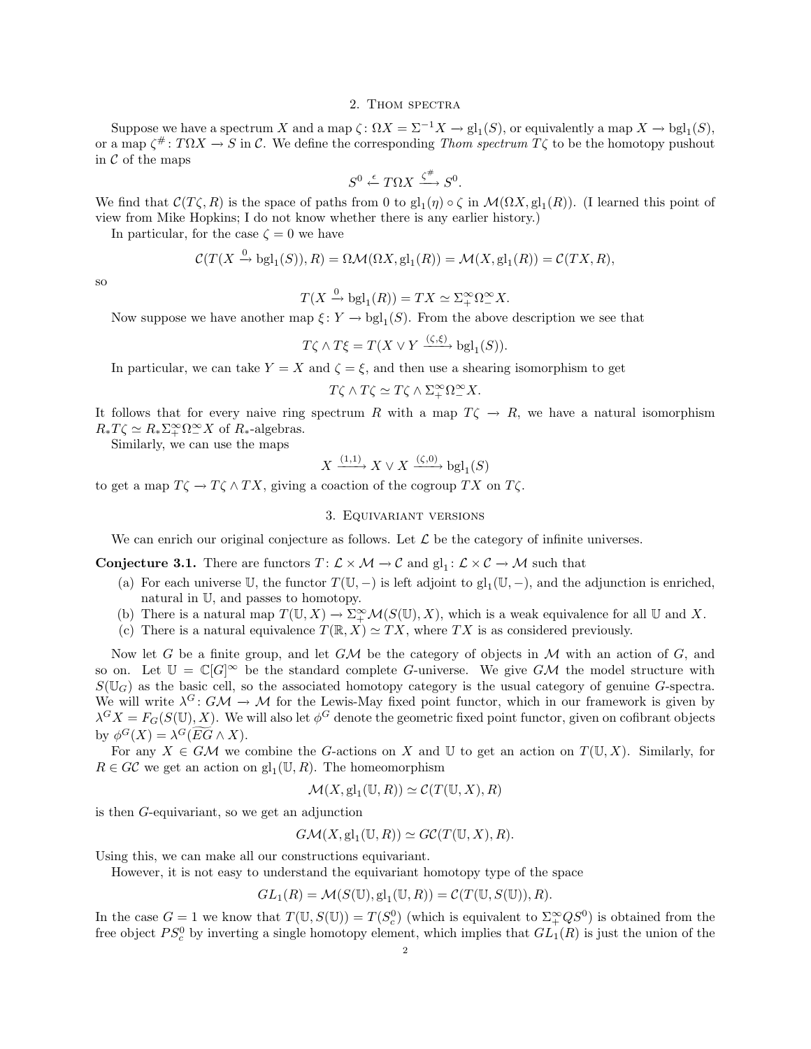## 2. Thom spectra

Suppose we have a spectrum $X$ and a map $\zeta\colon \Omega X = \Sigma^{-1}X \to \mathrm{gl}_1(S)$, or equivalently a map $X \to \mathrm{bgl}_1(S)$, or a map $\zeta^\#\colon T\Omega X \to S$ in $\mathcal{C}$. We define the corresponding *Thom spectrum* $T\zeta$ to be the homotopy pushout in $\mathcal{C}$ of the maps

$$S^0 \xleftarrow{\epsilon} T\Omega X \xrightarrow{\zeta^\#} S^0.$$

We find that $\mathcal{C}(T\zeta, R)$ is the space of paths from $0$ to $\mathrm{gl}_1(\eta)\circ\zeta$ in $\mathcal{M}(\Omega X, \mathrm{gl}_1(R))$. (I learned this point of view from Mike Hopkins; I do not know whether there is any earlier history.)

In particular, for the case $\zeta = 0$ we have

$$\mathcal{C}(T(X \xrightarrow{0} \mathrm{bgl}_1(S)), R) = \Omega\mathcal{M}(\Omega X, \mathrm{gl}_1(R)) = \mathcal{M}(X, \mathrm{gl}_1(R)) = \mathcal{C}(TX, R),$$

so

$$T(X \xrightarrow{0} \mathrm{bgl}_1(R)) = TX \simeq \Sigma^\infty_+\Omega^\infty_- X.$$

Now suppose we have another map $\xi\colon Y \to \mathrm{bgl}_1(S)$. From the above description we see that

$$T\zeta \wedge T\xi = T(X \vee Y \xrightarrow{(\zeta,\xi)} \mathrm{bgl}_1(S)).$$

In particular, we can take $Y = X$ and $\zeta = \xi$, and then use a shearing isomorphism to get

$$T\zeta \wedge T\zeta \simeq T\zeta \wedge \Sigma^\infty_+\Omega^\infty_- X.$$

It follows that for every naive ring spectrum $R$ with a map $T\zeta \to R$, we have a natural isomorphism $R_*T\zeta \simeq R_*\Sigma^\infty_+\Omega^\infty_- X$ of $R_*$-algebras.

Similarly, we can use the maps

$$X \xrightarrow{(1,1)} X \vee X \xrightarrow{(\zeta,0)} \mathrm{bgl}_1(S)$$

to get a map $T\zeta \to T\zeta \wedge TX$, giving a coaction of the cogroup $TX$ on $T\zeta$.

## 3. Equivariant versions

We can enrich our original conjecture as follows. Let $\mathcal{L}$ be the category of infinite universes.

**Conjecture 3.1.** There are functors $T\colon \mathcal{L}\times\mathcal{M} \to \mathcal{C}$ and $\mathrm{gl}_1\colon \mathcal{L}\times\mathcal{C} \to \mathcal{M}$ such that

(a) For each universe $\mathbb{U}$, the functor $T(\mathbb{U}, -)$ is left adjoint to $\mathrm{gl}_1(\mathbb{U}, -)$, and the adjunction is enriched, natural in $\mathbb{U}$, and passes to homotopy.

(b) There is a natural map $T(\mathbb{U}, X) \to \Sigma^\infty_+\mathcal{M}(S(\mathbb{U}), X)$, which is a weak equivalence for all $\mathbb{U}$ and $X$.

(c) There is a natural equivalence $T(\mathbb{R}, X) \simeq TX$, where $TX$ is as considered previously.

Now let $G$ be a finite group, and let $G\mathcal{M}$ be the category of objects in $\mathcal{M}$ with an action of $G$, and so on. Let $\mathbb{U} = \mathbb{C}[G]^\infty$ be the standard complete $G$-universe. We give $G\mathcal{M}$ the model structure with $S(\mathbb{U}_G)$ as the basic cell, so the associated homotopy category is the usual category of genuine $G$-spectra. We will write $\lambda^G\colon G\mathcal{M} \to \mathcal{M}$ for the Lewis-May fixed point functor, which in our framework is given by $\lambda^G X = F_G(S(\mathbb{U}), X)$. We will also let $\phi^G$ denote the geometric fixed point functor, given on cofibrant objects by $\phi^G(X) = \lambda^G(\widetilde{EG}\wedge X)$.

For any $X \in G\mathcal{M}$ we combine the $G$-actions on $X$ and $\mathbb{U}$ to get an action on $T(\mathbb{U}, X)$. Similarly, for $R \in G\mathcal{C}$ we get an action on $\mathrm{gl}_1(\mathbb{U}, R)$. The homeomorphism

$$\mathcal{M}(X, \mathrm{gl}_1(\mathbb{U}, R)) \simeq \mathcal{C}(T(\mathbb{U}, X), R)$$

is then $G$-equivariant, so we get an adjunction

$$G\mathcal{M}(X, \mathrm{gl}_1(\mathbb{U}, R)) \simeq G\mathcal{C}(T(\mathbb{U}, X), R).$$

Using this, we can make all our constructions equivariant.

However, it is not easy to understand the equivariant homotopy type of the space

$$GL_1(R) = \mathcal{M}(S(\mathbb{U}), \mathrm{gl}_1(\mathbb{U}, R)) = \mathcal{C}(T(\mathbb{U}, S(\mathbb{U})), R).$$

In the case $G = 1$ we know that $T(\mathbb{U}, S(\mathbb{U})) = T(S^0_c)$ (which is equivalent to $\Sigma^\infty_+ QS^0$) is obtained from the free object $PS^0_c$ by inverting a single homotopy element, which implies that $GL_1(R)$ is just the union of the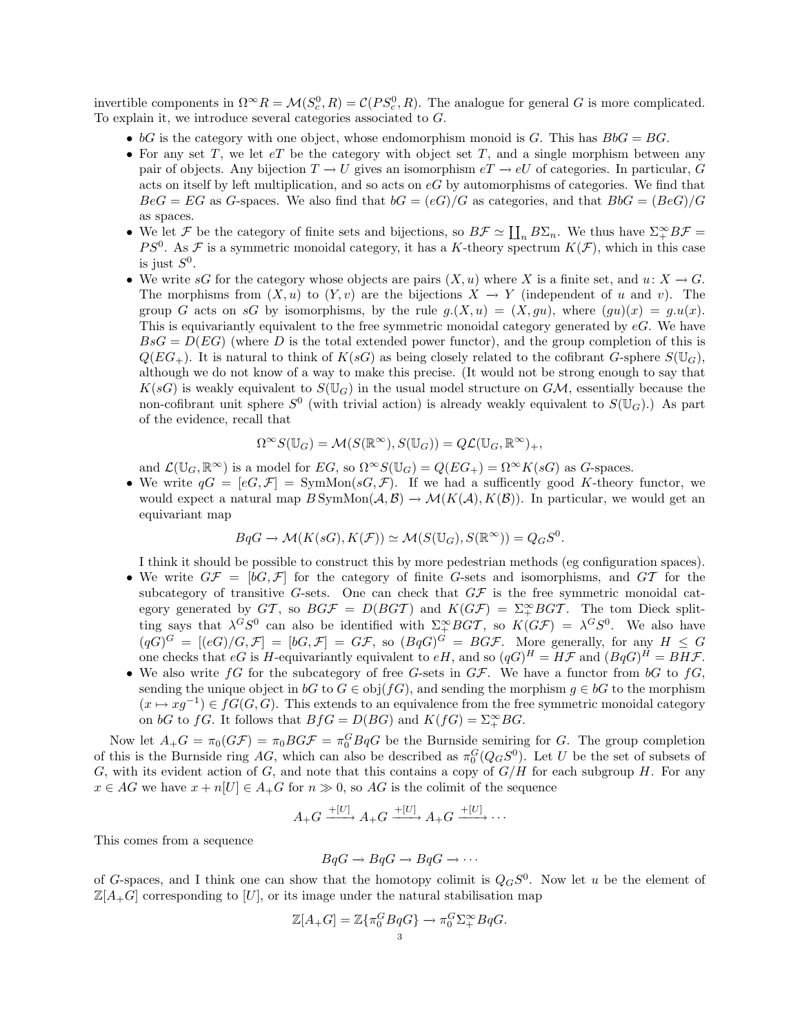invertible components in $\Omega^\infty R = \mathcal{M}(S^0_c, R) = \mathcal{C}(PS^0_c, R)$. The analogue for general $G$ is more complicated. To explain it, we introduce several categories associated to $G$.

- $bG$ is the category with one object, whose endomorphism monoid is $G$. This has $BbG = BG$.
- For any set $T$, we let $eT$ be the category with object set $T$, and a single morphism between any pair of objects. Any bijection $T \to U$ gives an isomorphism $eT \to eU$ of categories. In particular, $G$ acts on itself by left multiplication, and so acts on $eG$ by automorphisms of categories. We find that $BeG = EG$ as $G$-spaces. We also find that $bG = (eG)/G$ as categories, and that $BbG = (BeG)/G$ as spaces.
- We let $\mathcal{F}$ be the category of finite sets and bijections, so $B\mathcal{F} \simeq \coprod_n B\Sigma_n$. We thus have $\Sigma^\infty_+ B\mathcal{F} = PS^0$. As $\mathcal{F}$ is a symmetric monoidal category, it has a $K$-theory spectrum $K(\mathcal{F})$, which in this case is just $S^0$.
- We write $sG$ for the category whose objects are pairs $(X, u)$ where $X$ is a finite set, and $u\colon X \to G$. The morphisms from $(X, u)$ to $(Y, v)$ are the bijections $X \to Y$ (independent of $u$ and $v$). The group $G$ acts on $sG$ by isomorphisms, by the rule $g.(X, u) = (X, gu)$, where $(gu)(x) = g.u(x)$. This is equivariantly equivalent to the free symmetric monoidal category generated by $eG$. We have $BsG = D(EG)$ (where $D$ is the total extended power functor), and the group completion of this is $Q(EG_+)$. It is natural to think of $K(sG)$ as being closely related to the cofibrant $G$-sphere $S(\mathbb{U}_G)$, although we do not know of a way to make this precise. (It would not be strong enough to say that $K(sG)$ is weakly equivalent to $S(\mathbb{U}_G)$ in the usual model structure on $G\mathcal{M}$, essentially because the non-cofibrant unit sphere $S^0$ (with trivial action) is already weakly equivalent to $S(\mathbb{U}_G)$.) As part of the evidence, recall that
$$\Omega^\infty S(\mathbb{U}_G) = \mathcal{M}(S(\mathbb{R}^\infty), S(\mathbb{U}_G)) = Q\mathcal{L}(\mathbb{U}_G, \mathbb{R}^\infty)_+,$$
and $\mathcal{L}(\mathbb{U}_G, \mathbb{R}^\infty)$ is a model for $EG$, so $\Omega^\infty S(\mathbb{U}_G) = Q(EG_+) = \Omega^\infty K(sG)$ as $G$-spaces.
- We write $qG = [eG, \mathcal{F}] = \mathrm{SymMon}(sG, \mathcal{F})$. If we had a sufficently good $K$-theory functor, we would expect a natural map $B\,\mathrm{SymMon}(\mathcal{A}, \mathcal{B}) \to \mathcal{M}(K(\mathcal{A}), K(\mathcal{B}))$. In particular, we would get an equivariant map
$$BqG \to \mathcal{M}(K(sG), K(\mathcal{F})) \simeq \mathcal{M}(S(\mathbb{U}_G), S(\mathbb{R}^\infty)) = Q_G S^0.$$
I think it should be possible to construct this by more pedestrian methods (eg configuration spaces).
- We write $G\mathcal{F} = [bG, \mathcal{F}]$ for the category of finite $G$-sets and isomorphisms, and $G\mathcal{T}$ for the subcategory of transitive $G$-sets. One can check that $G\mathcal{F}$ is the free symmetric monoidal category generated by $G\mathcal{T}$, so $BG\mathcal{F} = D(BG\mathcal{T})$ and $K(G\mathcal{F}) = \Sigma^\infty_+ BG\mathcal{T}$. The tom Dieck splitting says that $\lambda^G S^0$ can also be identified with $\Sigma^\infty_+ BG\mathcal{T}$, so $K(G\mathcal{F}) = \lambda^G S^0$. We also have $(qG)^G = [(eG)/G, \mathcal{F}] = [bG, \mathcal{F}] = G\mathcal{F}$, so $(BqG)^G = BG\mathcal{F}$. More generally, for any $H \leq G$ one checks that $eG$ is $H$-equivariantly equivalent to $eH$, and so $(qG)^H = H\mathcal{F}$ and $(BqG)^H = BH\mathcal{F}$.
- We also write $fG$ for the subcategory of free $G$-sets in $G\mathcal{F}$. We have a functor from $bG$ to $fG$, sending the unique object in $bG$ to $G \in \mathrm{obj}(fG)$, and sending the morphism $g \in bG$ to the morphism $(x \mapsto xg^{-1}) \in fG(G, G)$. This extends to an equivalence from the free symmetric monoidal category on $bG$ to $fG$. It follows that $BfG = D(BG)$ and $K(fG) = \Sigma^\infty_+ BG$.

Now let $A_+G = \pi_0(G\mathcal{F}) = \pi_0 BG\mathcal{F} = \pi_0^G BqG$ be the Burnside semiring for $G$. The group completion of this is the Burnside ring $AG$, which can also be described as $\pi_0^G(Q_G S^0)$. Let $U$ be the set of subsets of $G$, with its evident action of $G$, and note that this contains a copy of $G/H$ for each subgroup $H$. For any $x \in AG$ we have $x + n[U] \in A_+G$ for $n \gg 0$, so $AG$ is the colimit of the sequence
$$A_+G \xrightarrow{+[U]} A_+G \xrightarrow{+[U]} A_+G \xrightarrow{+[U]} \cdots$$
This comes from a sequence
$$BqG \to BqG \to BqG \to \cdots$$
of $G$-spaces, and I think one can show that the homotopy colimit is $Q_G S^0$. Now let $u$ be the element of $\mathbb{Z}[A_+G]$ corresponding to $[U]$, or its image under the natural stabilisation map
$$\mathbb{Z}[A_+G] = \mathbb{Z}\{\pi_0^G BqG\} \to \pi_0^G \Sigma^\infty_+ BqG.$$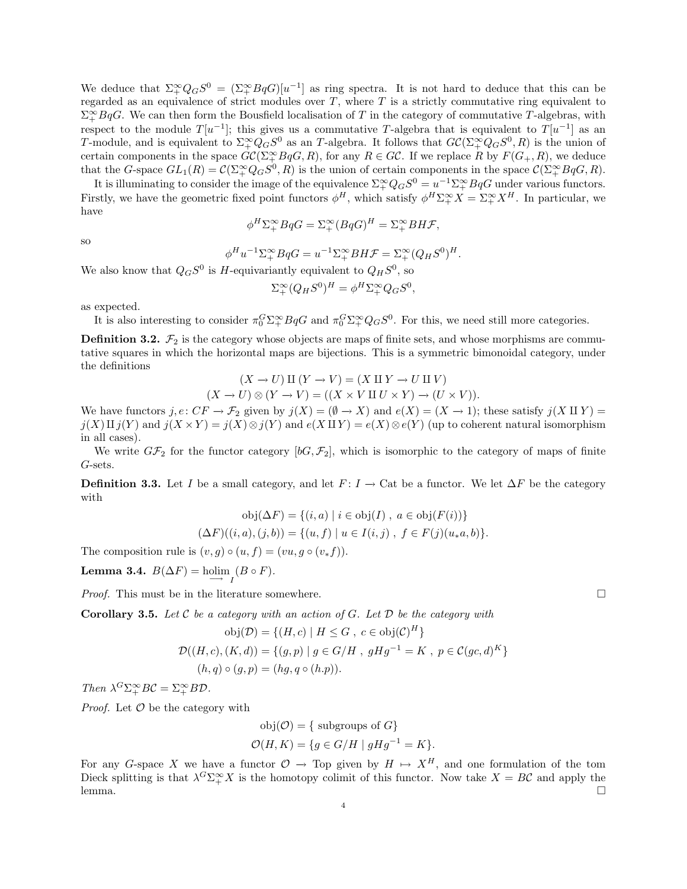We deduce that $\Sigma^\infty_+ Q_G S^0 = (\Sigma^\infty_+ BqG)[u^{-1}]$ as ring spectra. It is not hard to deduce that this can be regarded as an equivalence of strict modules over $T$, where $T$ is a strictly commutative ring equivalent to $\Sigma^\infty_+ BqG$. We can then form the Bousfield localisation of $T$ in the category of commutative $T$-algebras, with respect to the module $T[u^{-1}]$; this gives us a commutative $T$-algebra that is equivalent to $T[u^{-1}]$ as an $T$-module, and is equivalent to $\Sigma^\infty_+ Q_G S^0$ as an $T$-algebra. It follows that $G\mathcal{C}(\Sigma^\infty_+ Q_G S^0, R)$ is the union of certain components in the space $G\mathcal{C}(\Sigma^\infty_+ BqG, R)$, for any $R \in G\mathcal{C}$. If we replace $R$ by $F(G_+, R)$, we deduce that the $G$-space $GL_1(R) = \mathcal{C}(\Sigma^\infty_+ Q_G S^0, R)$ is the union of certain components in the space $\mathcal{C}(\Sigma^\infty_+ BqG, R)$.

It is illuminating to consider the image of the equivalence $\Sigma^\infty_+ Q_G S^0 = u^{-1}\Sigma^\infty_+ BqG$ under various functors. Firstly, we have the geometric fixed point functors $\phi^H$, which satisfy $\phi^H \Sigma^\infty_+ X = \Sigma^\infty_+ X^H$. In particular, we have

$$\phi^H \Sigma^\infty_+ BqG = \Sigma^\infty_+ (BqG)^H = \Sigma^\infty_+ BH\mathcal{F},$$

so

$$\phi^H u^{-1}\Sigma^\infty_+ BqG = u^{-1}\Sigma^\infty_+ BH\mathcal{F} = \Sigma^\infty_+ (Q_H S^0)^H.$$

We also know that $Q_G S^0$ is $H$-equivariantly equivalent to $Q_H S^0$, so

$$\Sigma^\infty_+ (Q_H S^0)^H = \phi^H \Sigma^\infty_+ Q_G S^0,$$

as expected.

It is also interesting to consider $\pi_0^G \Sigma^\infty_+ BqG$ and $\pi_0^G \Sigma^\infty_+ Q_G S^0$. For this, we need still more categories.

**Definition 3.2.** $\mathcal{F}_2$ is the category whose objects are maps of finite sets, and whose morphisms are commutative squares in which the horizontal maps are bijections. This is a symmetric bimonoidal category, under the definitions

$$(X \to U) \amalg (Y \to V) = (X \amalg Y \to U \amalg V)$$
$$(X \to U) \otimes (Y \to V) = ((X \times V \amalg U \times Y) \to (U \times V)).$$

We have functors $j, e \colon CF \to \mathcal{F}_2$ given by $j(X) = (\emptyset \to X)$ and $e(X) = (X \to 1)$; these satisfy $j(X \amalg Y) = j(X) \amalg j(Y)$ and $j(X \times Y) = j(X) \otimes j(Y)$ and $e(X \amalg Y) = e(X) \otimes e(Y)$ (up to coherent natural isomorphism in all cases).

We write $G\mathcal{F}_2$ for the functor category $[bG, \mathcal{F}_2]$, which is isomorphic to the category of maps of finite $G$-sets.

**Definition 3.3.** Let $I$ be a small category, and let $F \colon I \to \mathrm{Cat}$ be a functor. We let $\Delta F$ be the category with

$$\mathrm{obj}(\Delta F) = \{(i, a) \mid i \in \mathrm{obj}(I)\ ,\ a \in \mathrm{obj}(F(i))\}$$
$$(\Delta F)((i, a), (j, b)) = \{(u, f) \mid u \in I(i, j)\ ,\ f \in F(j)(u_* a, b)\}.$$

The composition rule is $(v, g) \circ (u, f) = (vu, g \circ (v_* f))$.

**Lemma 3.4.** $B(\Delta F) = \underset{\longrightarrow I}{\mathrm{holim}} (B \circ F)$.

*Proof.* This must be in the literature somewhere. $\square$

**Corollary 3.5.** *Let $\mathcal{C}$ be a category with an action of $G$. Let $\mathcal{D}$ be the category with*

$$\mathrm{obj}(\mathcal{D}) = \{(H, c) \mid H \le G\ ,\ c \in \mathrm{obj}(\mathcal{C})^H\}$$
$$\mathcal{D}((H, c), (K, d)) = \{(g, p) \mid g \in G/H\ ,\ gHg^{-1} = K\ ,\ p \in \mathcal{C}(gc, d)^K\}$$
$$(h, q) \circ (g, p) = (hg, q \circ (h.p)).$$

*Then $\lambda^G \Sigma^\infty_+ B\mathcal{C} = \Sigma^\infty_+ B\mathcal{D}$.*

*Proof.* Let $\mathcal{O}$ be the category with

$$\mathrm{obj}(\mathcal{O}) = \{\text{ subgroups of } G\}$$
$$\mathcal{O}(H, K) = \{g \in G/H \mid gHg^{-1} = K\}.$$

For any $G$-space $X$ we have a functor $\mathcal{O} \to \mathrm{Top}$ given by $H \mapsto X^H$, and one formulation of the tom Dieck splitting is that $\lambda^G \Sigma^\infty_+ X$ is the homotopy colimit of this functor. Now take $X = B\mathcal{C}$ and apply the lemma. $\square$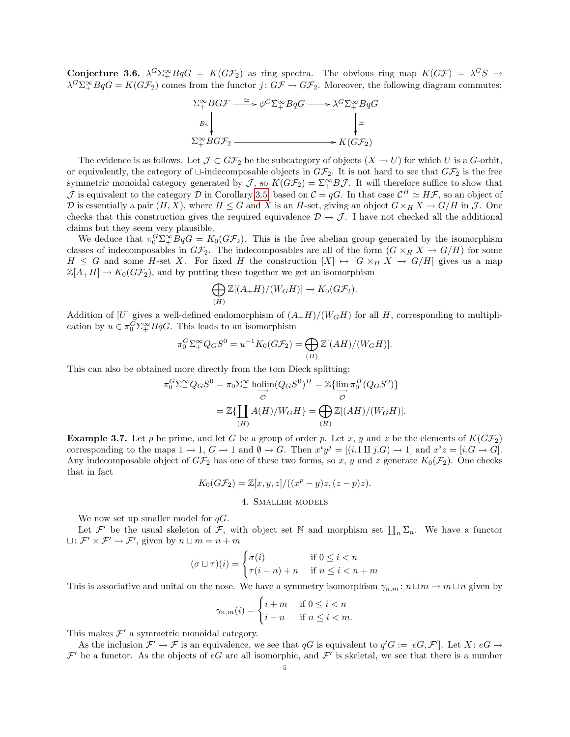**Conjecture 3.6.** $\lambda^G \Sigma^\infty_+ BqG = K(G\mathcal{F}_2)$ as ring spectra. The obvious ring map $K(G\mathcal{F}) = \lambda^G S \to \lambda^G \Sigma^\infty_+ BqG = K(G\mathcal{F}_2)$ comes from the functor $j\colon G\mathcal{F} \to G\mathcal{F}_2$. Moreover, the following diagram commutes:

$$\begin{array}{ccccc}
\Sigma^\infty_+ BG\mathcal{F} & \xrightarrow{\simeq} & \phi^G \Sigma^\infty_+ BqG & \longrightarrow & \lambda^G \Sigma^\infty_+ BqG \\
{\scriptstyle Be}\downarrow & & & & \downarrow{\scriptstyle \simeq} \\
\Sigma^\infty_+ BG\mathcal{F}_2 & & \longrightarrow & & K(G\mathcal{F}_2)
\end{array}$$

The evidence is as follows. Let $\mathcal{J} \subset G\mathcal{F}_2$ be the subcategory of objects $(X \to U)$ for which $U$ is a $G$-orbit, or equivalently, the category of $\sqcup$-indecomposable objects in $G\mathcal{F}_2$. It is not hard to see that $G\mathcal{F}_2$ is the free symmetric monoidal category generated by $\mathcal{J}$, so $K(G\mathcal{F}_2) = \Sigma^\infty_+ B\mathcal{J}$. It will therefore suffice to show that $\mathcal{J}$ is equivalent to the category $\mathcal{D}$ in Corollary 3.5, based on $\mathcal{C} = qG$. In that case $\mathcal{C}^H \simeq H\mathcal{F}$, so an object of $\mathcal{D}$ is essentially a pair $(H, X)$, where $H \leq G$ and $X$ is an $H$-set, giving an object $G \times_H X \to G/H$ in $\mathcal{J}$. One checks that this construction gives the required equivalence $\mathcal{D} \to \mathcal{J}$. I have not checked all the additional claims but they seem very plausible.

We deduce that $\pi_0^G \Sigma^\infty_+ BqG = K_0(G\mathcal{F}_2)$. This is the free abelian group generated by the isomorphism classes of indecomposables in $G\mathcal{F}_2$. The indecomposables are all of the form $(G \times_H X \to G/H)$ for some $H \leq G$ and some $H$-set $X$. For fixed $H$ the construction $[X] \mapsto [G \times_H X \to G/H]$ gives us a map $\mathbb{Z}[A_+ H] \to K_0(G\mathcal{F}_2)$, and by putting these together we get an isomorphism

$$\bigoplus_{(H)} \mathbb{Z}[(A_+ H)/(W_G H)] \to K_0(G\mathcal{F}_2).$$

Addition of $[U]$ gives a well-defined endomorphism of $(A_+ H)/(W_G H)$ for all $H$, corresponding to multiplication by $u \in \pi_0^G \Sigma^\infty_+ BqG$. This leads to an isomorphism

$$\pi_0^G \Sigma^\infty_+ Q_G S^0 = u^{-1} K_0(G\mathcal{F}_2) = \bigoplus_{(H)} \mathbb{Z}[(AH)/(W_G H)].$$

This can also be obtained more directly from the tom Dieck splitting:

$$\begin{aligned}
\pi_0^G \Sigma^\infty_+ Q_G S^0 &= \pi_0 \Sigma^\infty_+ \underset{\mathcal{O}}{\underrightarrow{\operatorname{holim}}} (Q_G S^0)^H = \mathbb{Z}\{\underset{\mathcal{O}}{\underrightarrow{\lim}}\, \pi_0^H (Q_G S^0)\} \\
&= \mathbb{Z}\{\coprod_{(H)} A(H)/W_G H\} = \bigoplus_{(H)} \mathbb{Z}[(AH)/(W_G H)].
\end{aligned}$$

**Example 3.7.** Let $p$ be prime, and let $G$ be a group of order $p$. Let $x$, $y$ and $z$ be the elements of $K(G\mathcal{F}_2)$ corresponding to the maps $1 \to 1$, $G \to 1$ and $\emptyset \to G$. Then $x^i y^j = [(i.1 \amalg j.G) \to 1]$ and $x^i z = [i.G \to G]$. Any indecomposable object of $G\mathcal{F}_2$ has one of these two forms, so $x$, $y$ and $z$ generate $K_0(\mathcal{F}_2)$. One checks that in fact

$$K_0(G\mathcal{F}_2) = \mathbb{Z}[x, y, z]/((x^p - y)z, (z - p)z).$$

## 4. Smaller models

We now set up smaller model for $qG$.

Let $\mathcal{F}'$ be the usual skeleton of $\mathcal{F}$, with object set $\mathbb{N}$ and morphism set $\coprod_n \Sigma_n$. We have a functor $\sqcup\colon \mathcal{F}' \times \mathcal{F}' \to \mathcal{F}'$, given by $n \sqcup m = n + m$

$$(\sigma \sqcup \tau)(i) = \begin{cases} \sigma(i) & \text{if } 0 \leq i < n \\ \tau(i - n) + n & \text{if } n \leq i < n + m \end{cases}$$

This is associative and unital on the nose. We have a symmetry isomorphism $\gamma_{n,m}\colon n \sqcup m \to m \sqcup n$ given by

$$\gamma_{n,m}(i) = \begin{cases} i + m & \text{if } 0 \leq i < n \\ i - n & \text{if } n \leq i < m. \end{cases}$$

This makes $\mathcal{F}'$ a symmetric monoidal category.

As the inclusion $\mathcal{F}' \to \mathcal{F}$ is an equivalence, we see that $qG$ is equivalent to $q'G := [eG, \mathcal{F}']$. Let $X\colon eG \to \mathcal{F}'$ be a functor. As the objects of $eG$ are all isomorphic, and $\mathcal{F}'$ is skeletal, we see that there is a number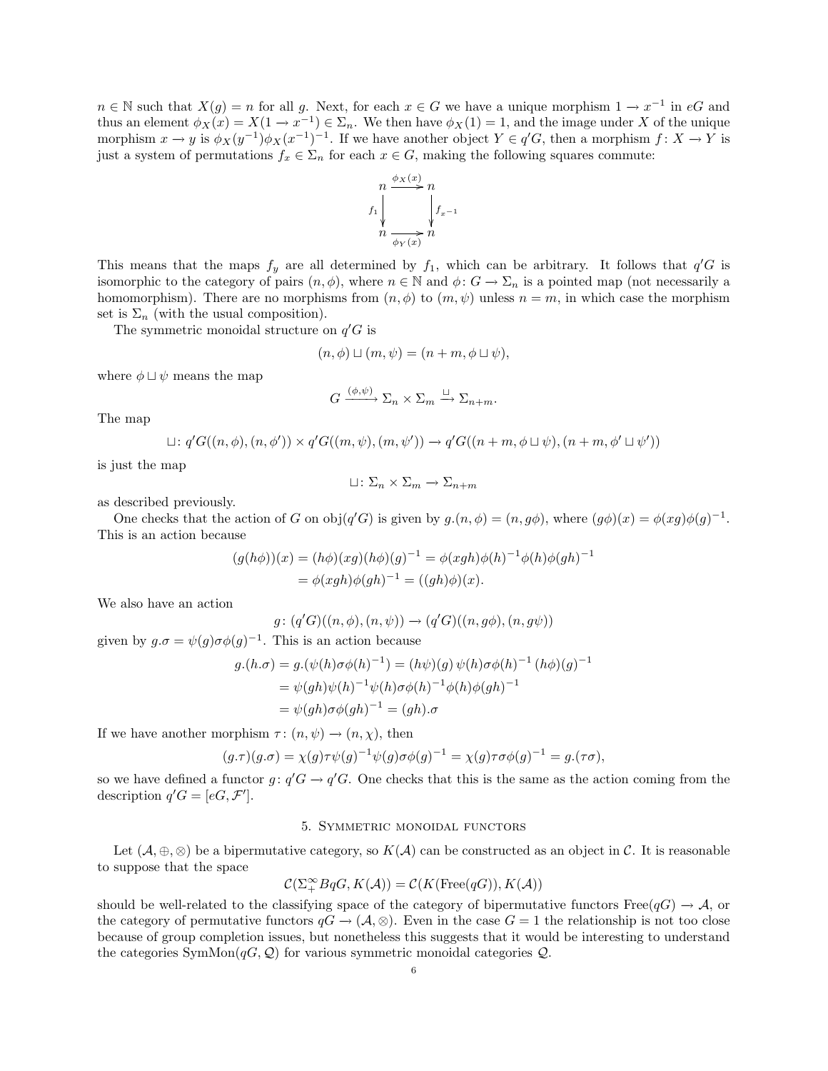$n \in \mathbb{N}$ such that $X(g) = n$ for all $g$. Next, for each $x \in G$ we have a unique morphism $1 \to x^{-1}$ in $eG$ and thus an element $\phi_X(x) = X(1 \to x^{-1}) \in \Sigma_n$. We then have $\phi_X(1) = 1$, and the image under $X$ of the unique morphism $x \to y$ is $\phi_X(y^{-1})\phi_X(x^{-1})^{-1}$. If we have another object $Y \in q'G$, then a morphism $f\colon X \to Y$ is just a system of permutations $f_x \in \Sigma_n$ for each $x \in G$, making the following squares commute:

$$\begin{array}{ccc} n & \xrightarrow{\phi_X(x)} & n \\ {\scriptstyle f_1}\downarrow & & \downarrow{\scriptstyle f_{x^{-1}}} \\ n & \xrightarrow[\phi_Y(x)]{} & n \end{array}$$

This means that the maps $f_y$ are all determined by $f_1$, which can be arbitrary. It follows that $q'G$ is isomorphic to the category of pairs $(n, \phi)$, where $n \in \mathbb{N}$ and $\phi\colon G \to \Sigma_n$ is a pointed map (not necessarily a homomorphism). There are no morphisms from $(n, \phi)$ to $(m, \psi)$ unless $n = m$, in which case the morphism set is $\Sigma_n$ (with the usual composition).

The symmetric monoidal structure on $q'G$ is

$$(n, \phi) \sqcup (m, \psi) = (n + m, \phi \sqcup \psi),$$

where $\phi \sqcup \psi$ means the map

$$G \xrightarrow{(\phi,\psi)} \Sigma_n \times \Sigma_m \xrightarrow{\sqcup} \Sigma_{n+m}.$$

The map

$$\sqcup\colon q'G((n, \phi), (n, \phi')) \times q'G((m, \psi), (m, \psi')) \to q'G((n + m, \phi \sqcup \psi), (n + m, \phi' \sqcup \psi'))$$

is just the map

$$\sqcup\colon \Sigma_n \times \Sigma_m \to \Sigma_{n+m}$$

as described previously.

One checks that the action of $G$ on $\operatorname{obj}(q'G)$ is given by $g.(n, \phi) = (n, g\phi)$, where $(g\phi)(x) = \phi(xg)\phi(g)^{-1}$. This is an action because

$$\begin{aligned} (g(h\phi))(x) &= (h\phi)(xg)(h\phi)(g)^{-1} = \phi(xgh)\phi(h)^{-1}\phi(h)\phi(gh)^{-1} \\ &= \phi(xgh)\phi(gh)^{-1} = ((gh)\phi)(x). \end{aligned}$$

We also have an action

$$g\colon (q'G)((n, \phi), (n, \psi)) \to (q'G)((n, g\phi), (n, g\psi))$$

given by $g.\sigma = \psi(g)\sigma\phi(g)^{-1}$. This is an action because

$$\begin{aligned} g.(h.\sigma) &= g.(\psi(h)\sigma\phi(h)^{-1}) = (h\psi)(g)\,\psi(h)\sigma\phi(h)^{-1}\,(h\phi)(g)^{-1} \\ &= \psi(gh)\psi(h)^{-1}\psi(h)\sigma\phi(h)^{-1}\phi(h)\phi(gh)^{-1} \\ &= \psi(gh)\sigma\phi(gh)^{-1} = (gh).\sigma \end{aligned}$$

If we have another morphism $\tau\colon (n, \psi) \to (n, \chi)$, then

$$(g.\tau)(g.\sigma) = \chi(g)\tau\psi(g)^{-1}\psi(g)\sigma\phi(g)^{-1} = \chi(g)\tau\sigma\phi(g)^{-1} = g.(\tau\sigma),$$

so we have defined a functor $g\colon q'G \to q'G$. One checks that this is the same as the action coming from the description $q'G = [eG, \mathcal{F}']$.

## 5. Symmetric monoidal functors

Let $(\mathcal{A}, \oplus, \otimes)$ be a bipermutative category, so $K(\mathcal{A})$ can be constructed as an object in $\mathcal{C}$. It is reasonable to suppose that the space

$$\mathcal{C}(\Sigma^\infty_+ BqG, K(\mathcal{A})) = \mathcal{C}(K(\mathrm{Free}(qG)), K(\mathcal{A}))$$

should be well-related to the classifying space of the category of bipermutative functors $\mathrm{Free}(qG) \to \mathcal{A}$, or the category of permutative functors $qG \to (\mathcal{A}, \otimes)$. Even in the case $G = 1$ the relationship is not too close because of group completion issues, but nonetheless this suggests that it would be interesting to understand the categories $\mathrm{SymMon}(qG, \mathcal{Q})$ for various symmetric monoidal categories $\mathcal{Q}$.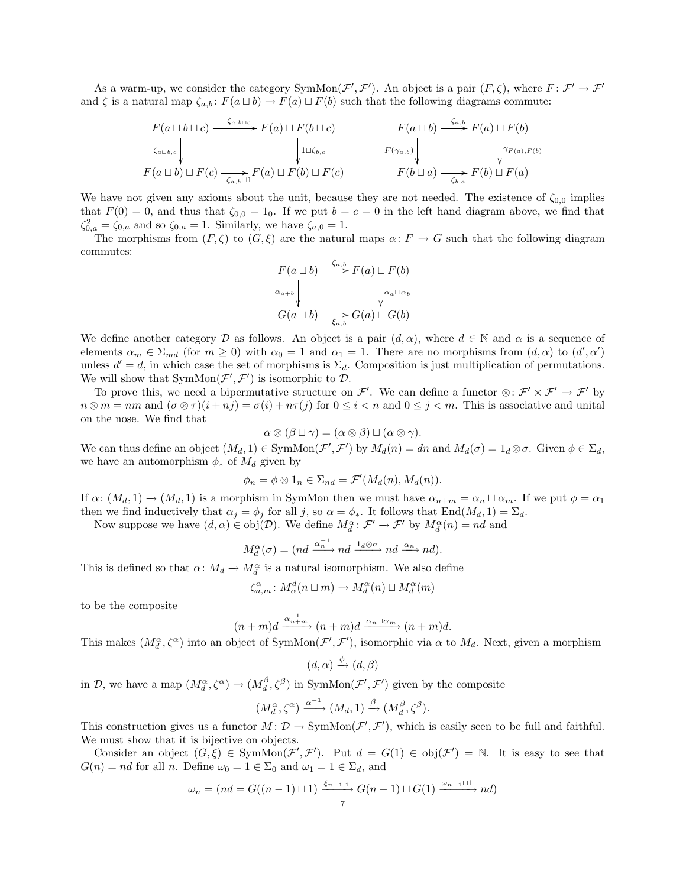As a warm-up, we consider the category $\mathrm{SymMon}(\mathcal{F}', \mathcal{F}')$. An object is a pair $(F, \zeta)$, where $F\colon \mathcal{F}' \to \mathcal{F}'$ and $\zeta$ is a natural map $\zeta_{a,b}\colon F(a \sqcup b) \to F(a) \sqcup F(b)$ such that the following diagrams commute:

$$\begin{array}{ccc} F(a \sqcup b \sqcup c) & \xrightarrow{\zeta_{a,b\sqcup c}} & F(a) \sqcup F(b \sqcup c) \\ \downarrow{\scriptstyle \zeta_{a\sqcup b,c}} & & \downarrow{\scriptstyle 1\sqcup\zeta_{b,c}} \\ F(a \sqcup b) \sqcup F(c) & \xrightarrow[\zeta_{a,b}\sqcup 1]{} & F(a) \sqcup F(b) \sqcup F(c) \end{array} \qquad \begin{array}{ccc} F(a \sqcup b) & \xrightarrow{\zeta_{a,b}} & F(a) \sqcup F(b) \\ \downarrow{\scriptstyle F(\gamma_{a,b})} & & \downarrow{\scriptstyle \gamma_{F(a),F(b)}} \\ F(b \sqcup a) & \xrightarrow[\zeta_{b,a}]{} & F(b) \sqcup F(a) \end{array}$$

We have not given any axioms about the unit, because they are not needed. The existence of $\zeta_{0,0}$ implies that $F(0) = 0$, and thus that $\zeta_{0,0} = 1_0$. If we put $b = c = 0$ in the left hand diagram above, we find that $\zeta_{0,a}^2 = \zeta_{0,a}$ and so $\zeta_{0,a} = 1$. Similarly, we have $\zeta_{a,0} = 1$.

The morphisms from $(F, \zeta)$ to $(G, \xi)$ are the natural maps $\alpha\colon F \to G$ such that the following diagram commutes:

$$\begin{array}{ccc} F(a \sqcup b) & \xrightarrow{\zeta_{a,b}} & F(a) \sqcup F(b) \\ \downarrow{\scriptstyle \alpha_{a+b}} & & \downarrow{\scriptstyle \alpha_a\sqcup\alpha_b} \\ G(a \sqcup b) & \xrightarrow[\xi_{a,b}]{} & G(a) \sqcup G(b) \end{array}$$

We define another category $\mathcal{D}$ as follows. An object is a pair $(d, \alpha)$, where $d \in \mathbb{N}$ and $\alpha$ is a sequence of elements $\alpha_m \in \Sigma_{md}$ (for $m \geq 0$) with $\alpha_0 = 1$ and $\alpha_1 = 1$. There are no morphisms from $(d, \alpha)$ to $(d', \alpha')$ unless $d' = d$, in which case the set of morphisms is $\Sigma_d$. Composition is just multiplication of permutations. We will show that $\mathrm{SymMon}(\mathcal{F}', \mathcal{F}')$ is isomorphic to $\mathcal{D}$.

To prove this, we need a bipermutative structure on $\mathcal{F}'$. We can define a functor $\otimes\colon \mathcal{F}' \times \mathcal{F}' \to \mathcal{F}'$ by $n \otimes m = nm$ and $(\sigma \otimes \tau)(i + nj) = \sigma(i) + n\tau(j)$ for $0 \leq i < n$ and $0 \leq j < m$. This is associative and unital on the nose. We find that

$$\alpha \otimes (\beta \sqcup \gamma) = (\alpha \otimes \beta) \sqcup (\alpha \otimes \gamma).$$

We can thus define an object $(M_d, 1) \in \mathrm{SymMon}(\mathcal{F}', \mathcal{F}')$ by $M_d(n) = dn$ and $M_d(\sigma) = 1_d \otimes \sigma$. Given $\phi \in \Sigma_d$, we have an automorphism $\phi_*$ of $M_d$ given by

$$\phi_n = \phi \otimes 1_n \in \Sigma_{nd} = \mathcal{F}'(M_d(n), M_d(n)).$$

If $\alpha\colon (M_d, 1) \to (M_d, 1)$ is a morphism in SymMon then we must have $\alpha_{n+m} = \alpha_n \sqcup \alpha_m$. If we put $\phi = \alpha_1$ then we find inductively that $\alpha_j = \phi_j$ for all $j$, so $\alpha = \phi_*$. It follows that $\mathrm{End}(M_d, 1) = \Sigma_d$.

Now suppose we have $(d, \alpha) \in \mathrm{obj}(\mathcal{D})$. We define $M_d^\alpha\colon \mathcal{F}' \to \mathcal{F}'$ by $M_d^\alpha(n) = nd$ and

$$M_d^\alpha(\sigma) = (nd \xrightarrow{\alpha_n^{-1}} nd \xrightarrow{1_d \otimes \sigma} nd \xrightarrow{\alpha_n} nd).$$

This is defined so that $\alpha\colon M_d \to M_d^\alpha$ is a natural isomorphism. We also define

$$\zeta_{n,m}^\alpha\colon M_\alpha^d(n \sqcup m) \to M_d^\alpha(n) \sqcup M_d^\alpha(m)$$

to be the composite

$$(n+m)d \xrightarrow{\alpha_{n+m}^{-1}} (n+m)d \xrightarrow{\alpha_n \sqcup \alpha_m} (n+m)d.$$

This makes $(M_d^\alpha, \zeta^\alpha)$ into an object of $\mathrm{SymMon}(\mathcal{F}', \mathcal{F}')$, isomorphic via $\alpha$ to $M_d$. Next, given a morphism

$$(d, \alpha) \xrightarrow{\phi} (d, \beta)$$

in $\mathcal{D}$, we have a map $(M_d^\alpha, \zeta^\alpha) \to (M_d^\beta, \zeta^\beta)$ in $\mathrm{SymMon}(\mathcal{F}', \mathcal{F}')$ given by the composite

$$(M_d^\alpha, \zeta^\alpha) \xrightarrow{\alpha^{-1}} (M_d, 1) \xrightarrow{\beta} (M_d^\beta, \zeta^\beta).$$

This construction gives us a functor $M\colon \mathcal{D} \to \mathrm{SymMon}(\mathcal{F}', \mathcal{F}')$, which is easily seen to be full and faithful. We must show that it is bijective on objects.

Consider an object $(G, \xi) \in \mathrm{SymMon}(\mathcal{F}', \mathcal{F}')$. Put $d = G(1) \in \mathrm{obj}(\mathcal{F}') = \mathbb{N}$. It is easy to see that $G(n) = nd$ for all $n$. Define $\omega_0 = 1 \in \Sigma_0$ and $\omega_1 = 1 \in \Sigma_d$, and

$$\omega_n = (nd = G((n-1) \sqcup 1) \xrightarrow{\xi_{n-1,1}} G(n-1) \sqcup G(1) \xrightarrow{\omega_{n-1} \sqcup 1} nd)$$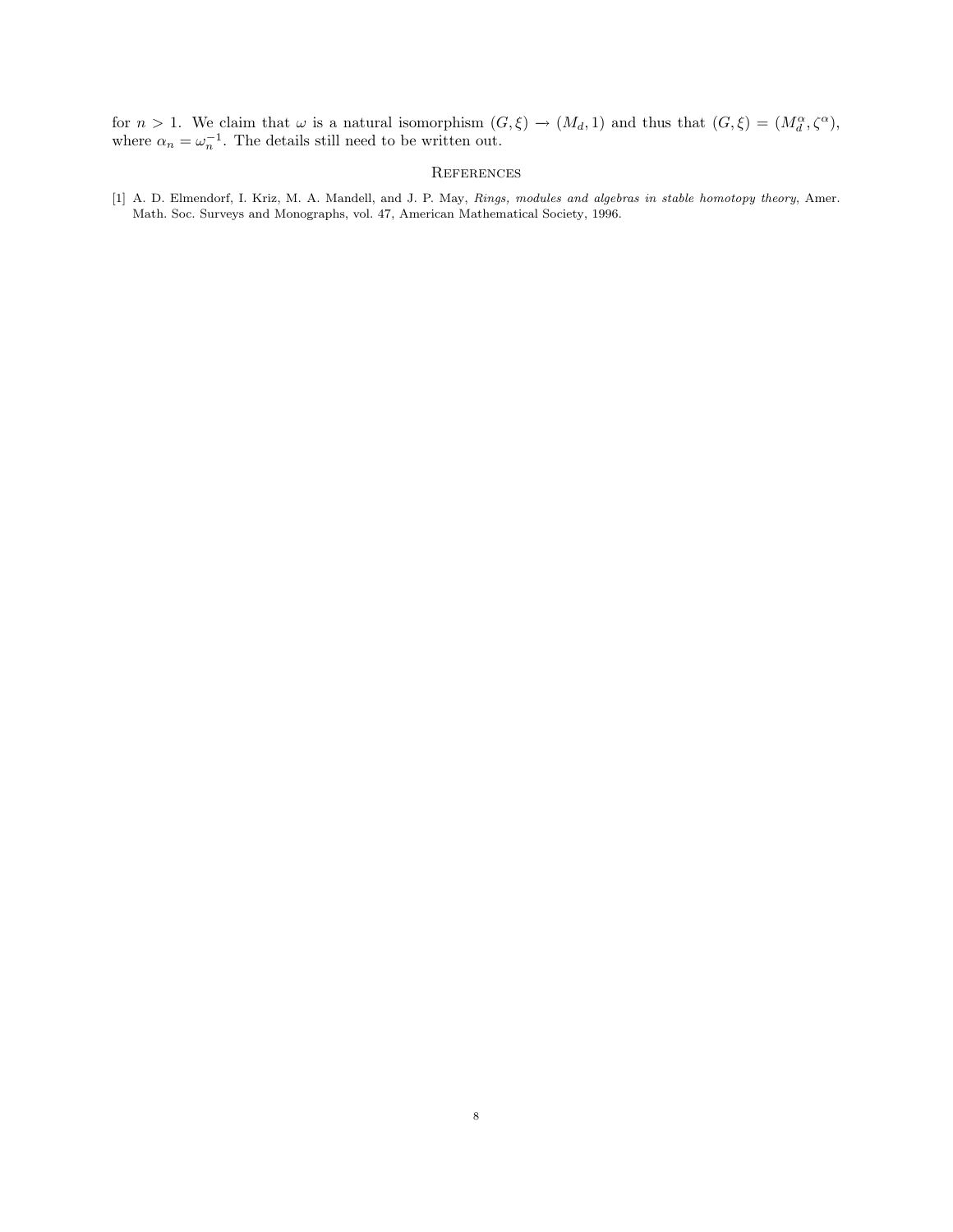for $n > 1$. We claim that $\omega$ is a natural isomorphism $(G, \xi) \to (M_d, 1)$ and thus that $(G, \xi) = (M_d^\alpha, \zeta^\alpha)$, where $\alpha_n = \omega_n^{-1}$. The details still need to be written out.

## References

[1] A. D. Elmendorf, I. Kriz, M. A. Mandell, and J. P. May, *Rings, modules and algebras in stable homotopy theory*, Amer. Math. Soc. Surveys and Monographs, vol. 47, American Mathematical Society, 1996.